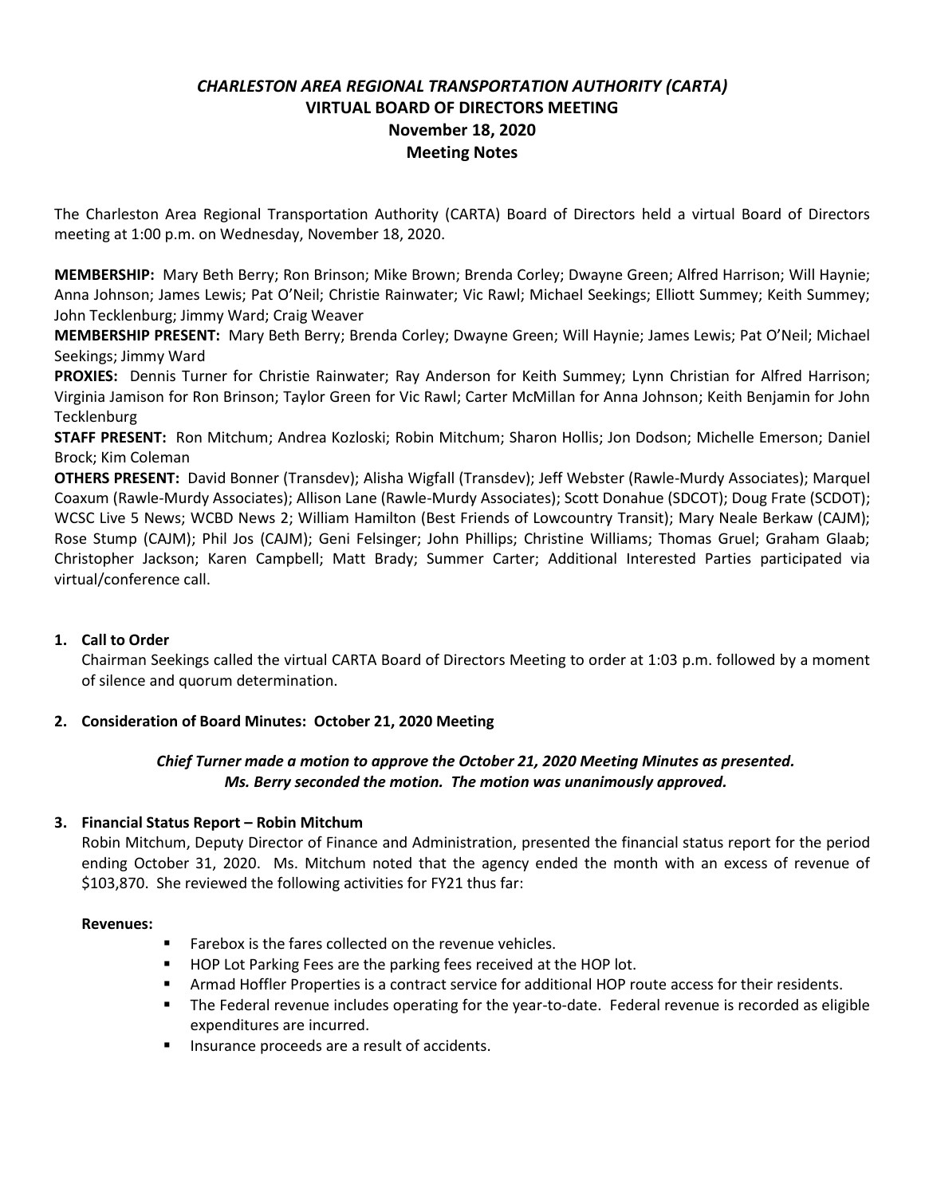# *CHARLESTON AREA REGIONAL TRANSPORTATION AUTHORITY (CARTA)*
## VIRTUAL BOARD OF DIRECTORS MEETING
## November 18, 2020
## Meeting Notes

The Charleston Area Regional Transportation Authority (CARTA) Board of Directors held a virtual Board of Directors meeting at 1:00 p.m. on Wednesday, November 18, 2020.

**MEMBERSHIP:** Mary Beth Berry; Ron Brinson; Mike Brown; Brenda Corley; Dwayne Green; Alfred Harrison; Will Haynie; Anna Johnson; James Lewis; Pat O'Neil; Christie Rainwater; Vic Rawl; Michael Seekings; Elliott Summey; Keith Summey; John Tecklenburg; Jimmy Ward; Craig Weaver

**MEMBERSHIP PRESENT:** Mary Beth Berry; Brenda Corley; Dwayne Green; Will Haynie; James Lewis; Pat O'Neil; Michael Seekings; Jimmy Ward

**PROXIES:** Dennis Turner for Christie Rainwater; Ray Anderson for Keith Summey; Lynn Christian for Alfred Harrison; Virginia Jamison for Ron Brinson; Taylor Green for Vic Rawl; Carter McMillan for Anna Johnson; Keith Benjamin for John Tecklenburg

**STAFF PRESENT:** Ron Mitchum; Andrea Kozloski; Robin Mitchum; Sharon Hollis; Jon Dodson; Michelle Emerson; Daniel Brock; Kim Coleman

**OTHERS PRESENT:** David Bonner (Transdev); Alisha Wigfall (Transdev); Jeff Webster (Rawle-Murdy Associates); Marquel Coaxum (Rawle-Murdy Associates); Allison Lane (Rawle-Murdy Associates); Scott Donahue (SDCOT); Doug Frate (SCDOT); WCSC Live 5 News; WCBD News 2; William Hamilton (Best Friends of Lowcountry Transit); Mary Neale Berkaw (CAJM); Rose Stump (CAJM); Phil Jos (CAJM); Geni Felsinger; John Phillips; Christine Williams; Thomas Gruel; Graham Glaab; Christopher Jackson; Karen Campbell; Matt Brady; Summer Carter; Additional Interested Parties participated via virtual/conference call.

1. **Call to Order**

   Chairman Seekings called the virtual CARTA Board of Directors Meeting to order at 1:03 p.m. followed by a moment of silence and quorum determination.

2. **Consideration of Board Minutes: October 21, 2020 Meeting**

   ***Chief Turner made a motion to approve the October 21, 2020 Meeting Minutes as presented. Ms. Berry seconded the motion. The motion was unanimously approved.***

3. **Financial Status Report – Robin Mitchum**

   Robin Mitchum, Deputy Director of Finance and Administration, presented the financial status report for the period ending October 31, 2020. Ms. Mitchum noted that the agency ended the month with an excess of revenue of $103,870. She reviewed the following activities for FY21 thus far:

   **Revenues:**

   - Farebox is the fares collected on the revenue vehicles.
   - HOP Lot Parking Fees are the parking fees received at the HOP lot.
   - Armad Hoffler Properties is a contract service for additional HOP route access for their residents.
   - The Federal revenue includes operating for the year-to-date. Federal revenue is recorded as eligible expenditures are incurred.
   - Insurance proceeds are a result of accidents.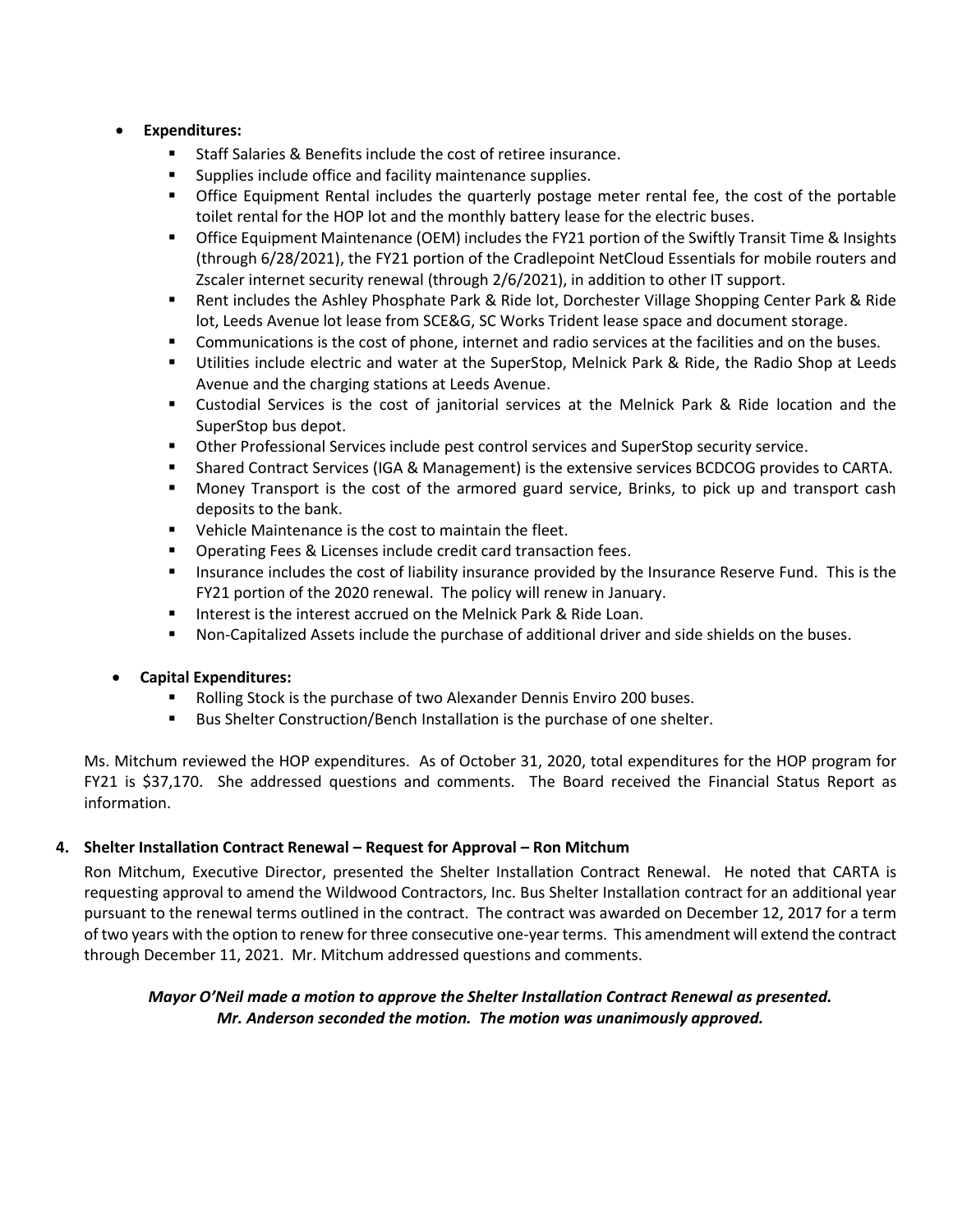- **Expenditures:**
  - Staff Salaries & Benefits include the cost of retiree insurance.
  - Supplies include office and facility maintenance supplies.
  - Office Equipment Rental includes the quarterly postage meter rental fee, the cost of the portable toilet rental for the HOP lot and the monthly battery lease for the electric buses.
  - Office Equipment Maintenance (OEM) includes the FY21 portion of the Swiftly Transit Time & Insights (through 6/28/2021), the FY21 portion of the Cradlepoint NetCloud Essentials for mobile routers and Zscaler internet security renewal (through 2/6/2021), in addition to other IT support.
  - Rent includes the Ashley Phosphate Park & Ride lot, Dorchester Village Shopping Center Park & Ride lot, Leeds Avenue lot lease from SCE&G, SC Works Trident lease space and document storage.
  - Communications is the cost of phone, internet and radio services at the facilities and on the buses.
  - Utilities include electric and water at the SuperStop, Melnick Park & Ride, the Radio Shop at Leeds Avenue and the charging stations at Leeds Avenue.
  - Custodial Services is the cost of janitorial services at the Melnick Park & Ride location and the SuperStop bus depot.
  - Other Professional Services include pest control services and SuperStop security service.
  - Shared Contract Services (IGA & Management) is the extensive services BCDCOG provides to CARTA.
  - Money Transport is the cost of the armored guard service, Brinks, to pick up and transport cash deposits to the bank.
  - Vehicle Maintenance is the cost to maintain the fleet.
  - Operating Fees & Licenses include credit card transaction fees.
  - Insurance includes the cost of liability insurance provided by the Insurance Reserve Fund. This is the FY21 portion of the 2020 renewal. The policy will renew in January.
  - Interest is the interest accrued on the Melnick Park & Ride Loan.
  - Non-Capitalized Assets include the purchase of additional driver and side shields on the buses.

- **Capital Expenditures:**
  - Rolling Stock is the purchase of two Alexander Dennis Enviro 200 buses.
  - Bus Shelter Construction/Bench Installation is the purchase of one shelter.

Ms. Mitchum reviewed the HOP expenditures. As of October 31, 2020, total expenditures for the HOP program for FY21 is $37,170. She addressed questions and comments. The Board received the Financial Status Report as information.

**4. Shelter Installation Contract Renewal – Request for Approval – Ron Mitchum**

Ron Mitchum, Executive Director, presented the Shelter Installation Contract Renewal. He noted that CARTA is requesting approval to amend the Wildwood Contractors, Inc. Bus Shelter Installation contract for an additional year pursuant to the renewal terms outlined in the contract. The contract was awarded on December 12, 2017 for a term of two years with the option to renew for three consecutive one-year terms. This amendment will extend the contract through December 11, 2021. Mr. Mitchum addressed questions and comments.

***Mayor O'Neil made a motion to approve the Shelter Installation Contract Renewal as presented. Mr. Anderson seconded the motion. The motion was unanimously approved.***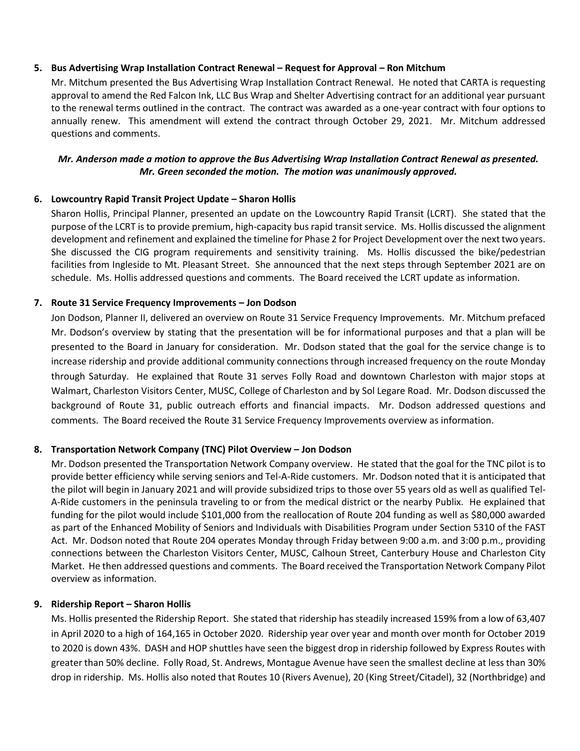**5. Bus Advertising Wrap Installation Contract Renewal – Request for Approval – Ron Mitchum**

Mr. Mitchum presented the Bus Advertising Wrap Installation Contract Renewal. He noted that CARTA is requesting approval to amend the Red Falcon Ink, LLC Bus Wrap and Shelter Advertising contract for an additional year pursuant to the renewal terms outlined in the contract. The contract was awarded as a one-year contract with four options to annually renew. This amendment will extend the contract through October 29, 2021. Mr. Mitchum addressed questions and comments.

***Mr. Anderson made a motion to approve the Bus Advertising Wrap Installation Contract Renewal as presented. Mr. Green seconded the motion. The motion was unanimously approved.***

**6. Lowcountry Rapid Transit Project Update – Sharon Hollis**

Sharon Hollis, Principal Planner, presented an update on the Lowcountry Rapid Transit (LCRT). She stated that the purpose of the LCRT is to provide premium, high-capacity bus rapid transit service. Ms. Hollis discussed the alignment development and refinement and explained the timeline for Phase 2 for Project Development over the next two years. She discussed the CIG program requirements and sensitivity training. Ms. Hollis discussed the bike/pedestrian facilities from Ingleside to Mt. Pleasant Street. She announced that the next steps through September 2021 are on schedule. Ms. Hollis addressed questions and comments. The Board received the LCRT update as information.

**7. Route 31 Service Frequency Improvements – Jon Dodson**

Jon Dodson, Planner II, delivered an overview on Route 31 Service Frequency Improvements. Mr. Mitchum prefaced Mr. Dodson's overview by stating that the presentation will be for informational purposes and that a plan will be presented to the Board in January for consideration. Mr. Dodson stated that the goal for the service change is to increase ridership and provide additional community connections through increased frequency on the route Monday through Saturday. He explained that Route 31 serves Folly Road and downtown Charleston with major stops at Walmart, Charleston Visitors Center, MUSC, College of Charleston and by Sol Legare Road. Mr. Dodson discussed the background of Route 31, public outreach efforts and financial impacts. Mr. Dodson addressed questions and comments. The Board received the Route 31 Service Frequency Improvements overview as information.

**8. Transportation Network Company (TNC) Pilot Overview – Jon Dodson**

Mr. Dodson presented the Transportation Network Company overview. He stated that the goal for the TNC pilot is to provide better efficiency while serving seniors and Tel-A-Ride customers. Mr. Dodson noted that it is anticipated that the pilot will begin in January 2021 and will provide subsidized trips to those over 55 years old as well as qualified Tel-A-Ride customers in the peninsula traveling to or from the medical district or the nearby Publix. He explained that funding for the pilot would include $101,000 from the reallocation of Route 204 funding as well as $80,000 awarded as part of the Enhanced Mobility of Seniors and Individuals with Disabilities Program under Section 5310 of the FAST Act. Mr. Dodson noted that Route 204 operates Monday through Friday between 9:00 a.m. and 3:00 p.m., providing connections between the Charleston Visitors Center, MUSC, Calhoun Street, Canterbury House and Charleston City Market. He then addressed questions and comments. The Board received the Transportation Network Company Pilot overview as information.

**9. Ridership Report – Sharon Hollis**

Ms. Hollis presented the Ridership Report. She stated that ridership has steadily increased 159% from a low of 63,407 in April 2020 to a high of 164,165 in October 2020. Ridership year over year and month over month for October 2019 to 2020 is down 43%. DASH and HOP shuttles have seen the biggest drop in ridership followed by Express Routes with greater than 50% decline. Folly Road, St. Andrews, Montague Avenue have seen the smallest decline at less than 30% drop in ridership. Ms. Hollis also noted that Routes 10 (Rivers Avenue), 20 (King Street/Citadel), 32 (Northbridge) and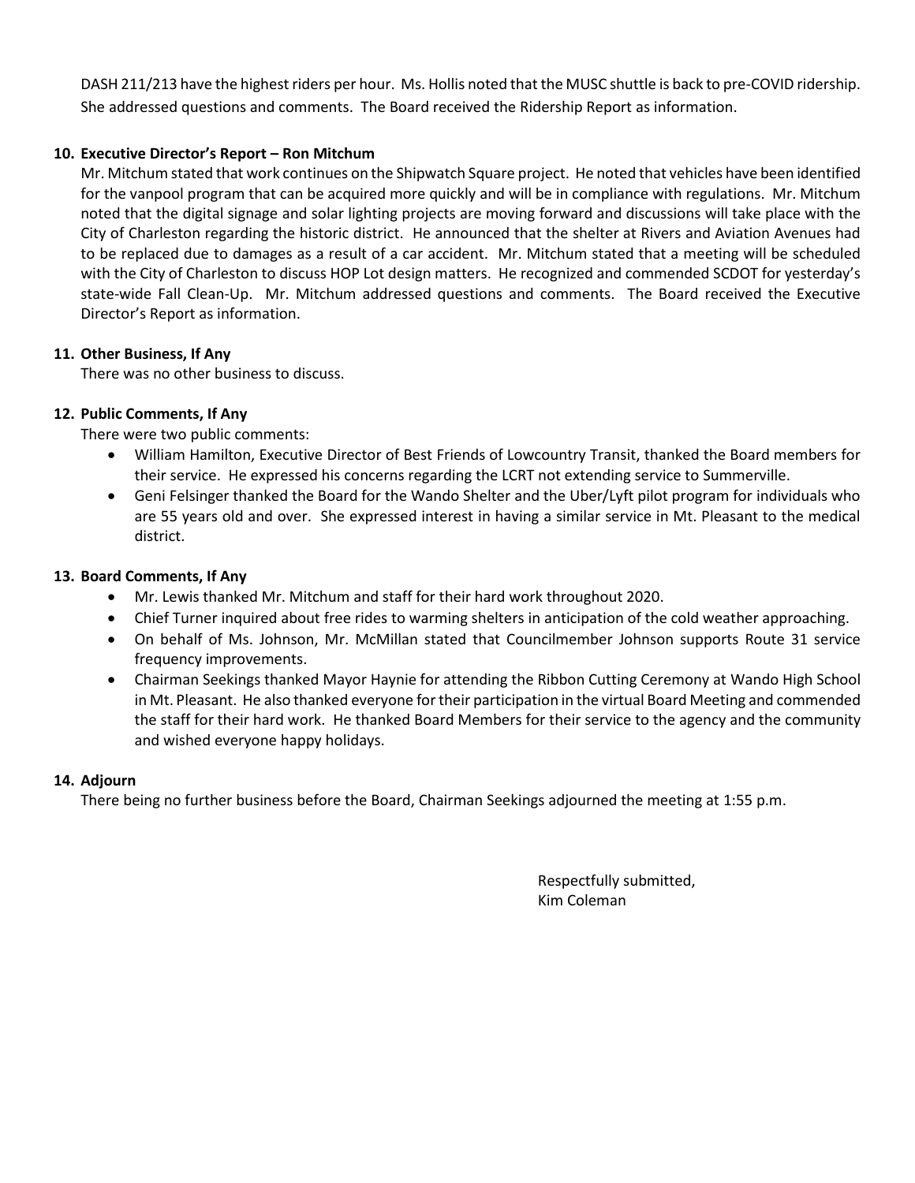DASH 211/213 have the highest riders per hour. Ms. Hollis noted that the MUSC shuttle is back to pre-COVID ridership. She addressed questions and comments. The Board received the Ridership Report as information.

**10. Executive Director's Report – Ron Mitchum**

Mr. Mitchum stated that work continues on the Shipwatch Square project. He noted that vehicles have been identified for the vanpool program that can be acquired more quickly and will be in compliance with regulations. Mr. Mitchum noted that the digital signage and solar lighting projects are moving forward and discussions will take place with the City of Charleston regarding the historic district. He announced that the shelter at Rivers and Aviation Avenues had to be replaced due to damages as a result of a car accident. Mr. Mitchum stated that a meeting will be scheduled with the City of Charleston to discuss HOP Lot design matters. He recognized and commended SCDOT for yesterday's state-wide Fall Clean-Up. Mr. Mitchum addressed questions and comments. The Board received the Executive Director's Report as information.

**11. Other Business, If Any**

There was no other business to discuss.

**12. Public Comments, If Any**

There were two public comments:

- William Hamilton, Executive Director of Best Friends of Lowcountry Transit, thanked the Board members for their service. He expressed his concerns regarding the LCRT not extending service to Summerville.
- Geni Felsinger thanked the Board for the Wando Shelter and the Uber/Lyft pilot program for individuals who are 55 years old and over. She expressed interest in having a similar service in Mt. Pleasant to the medical district.

**13. Board Comments, If Any**

- Mr. Lewis thanked Mr. Mitchum and staff for their hard work throughout 2020.
- Chief Turner inquired about free rides to warming shelters in anticipation of the cold weather approaching.
- On behalf of Ms. Johnson, Mr. McMillan stated that Councilmember Johnson supports Route 31 service frequency improvements.
- Chairman Seekings thanked Mayor Haynie for attending the Ribbon Cutting Ceremony at Wando High School in Mt. Pleasant. He also thanked everyone for their participation in the virtual Board Meeting and commended the staff for their hard work. He thanked Board Members for their service to the agency and the community and wished everyone happy holidays.

**14. Adjourn**

There being no further business before the Board, Chairman Seekings adjourned the meeting at 1:55 p.m.

Respectfully submitted,
Kim Coleman